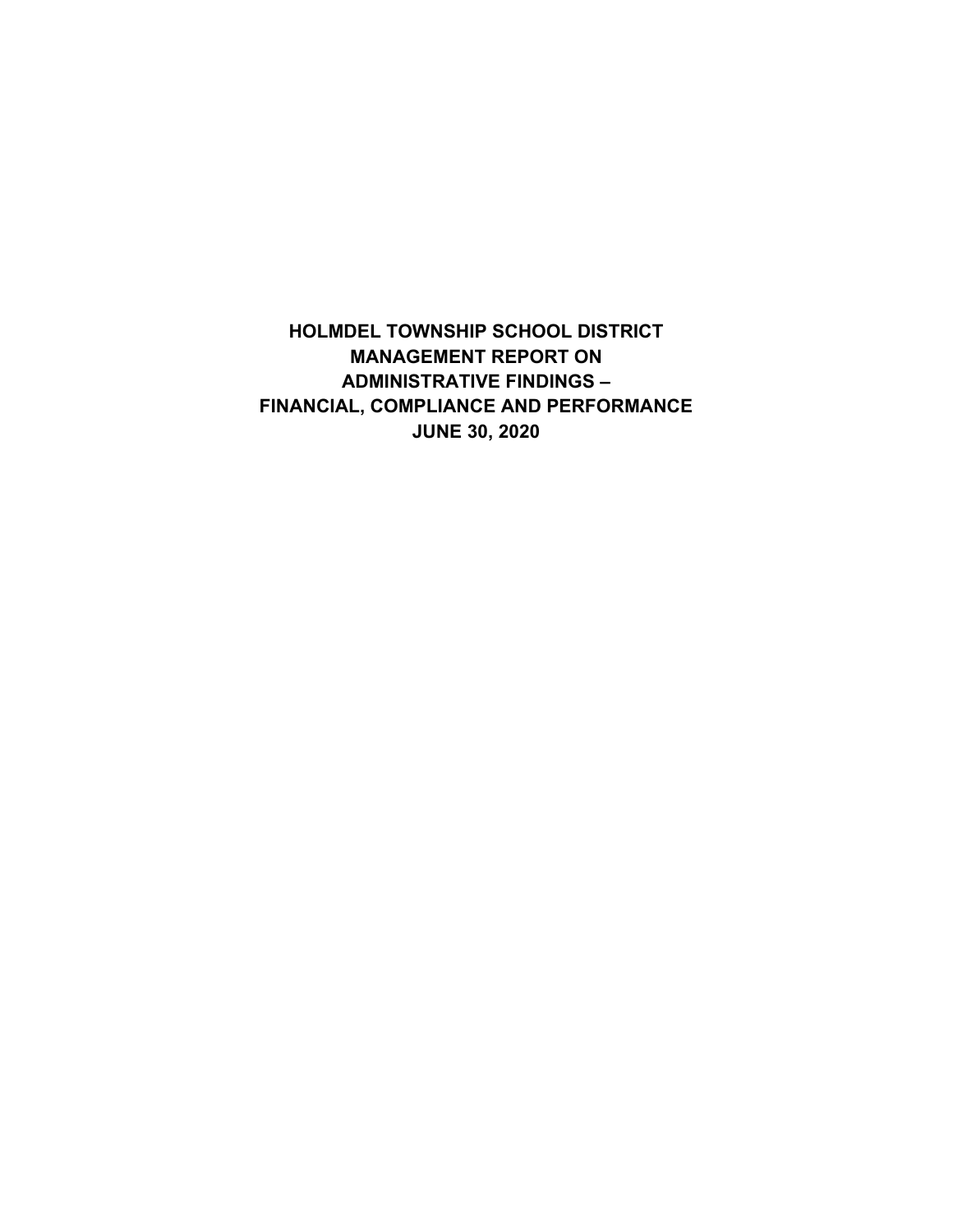# HOLMDEL TOWNSHIP SCHOOL DISTRICT
# MANAGEMENT REPORT ON
# ADMINISTRATIVE FINDINGS –
# FINANCIAL, COMPLIANCE AND PERFORMANCE
# JUNE 30, 2020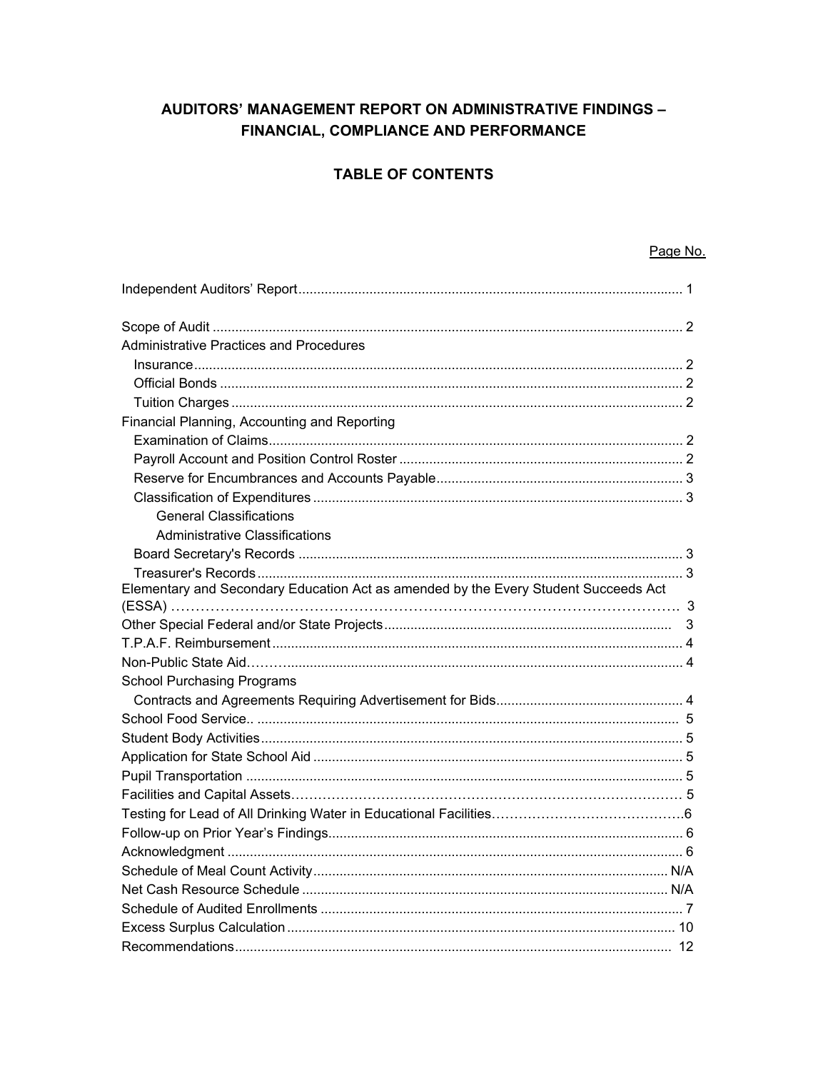# AUDITORS' MANAGEMENT REPORT ON ADMINISTRATIVE FINDINGS – FINANCIAL, COMPLIANCE AND PERFORMANCE

## TABLE OF CONTENTS

| | Page No. |
|---|---|
| Independent Auditors' Report | 1 |
| Scope of Audit | 2 |
| Administrative Practices and Procedures | |
| Insurance | 2 |
| Official Bonds | 2 |
| Tuition Charges | 2 |
| Financial Planning, Accounting and Reporting | |
| Examination of Claims | 2 |
| Payroll Account and Position Control Roster | 2 |
| Reserve for Encumbrances and Accounts Payable | 3 |
| Classification of Expenditures | 3 |
| General Classifications | |
| Administrative Classifications | |
| Board Secretary's Records | 3 |
| Treasurer's Records | 3 |
| Elementary and Secondary Education Act as amended by the Every Student Succeeds Act (ESSA) | 3 |
| Other Special Federal and/or State Projects | 3 |
| T.P.A.F. Reimbursement | 4 |
| Non-Public State Aid | 4 |
| School Purchasing Programs | |
| Contracts and Agreements Requiring Advertisement for Bids | 4 |
| School Food Service | 5 |
| Student Body Activities | 5 |
| Application for State School Aid | 5 |
| Pupil Transportation | 5 |
| Facilities and Capital Assets | 5 |
| Testing for Lead of All Drinking Water in Educational Facilities | 6 |
| Follow-up on Prior Year's Findings | 6 |
| Acknowledgment | 6 |
| Schedule of Meal Count Activity | N/A |
| Net Cash Resource Schedule | N/A |
| Schedule of Audited Enrollments | 7 |
| Excess Surplus Calculation | 10 |
| Recommendations | 12 |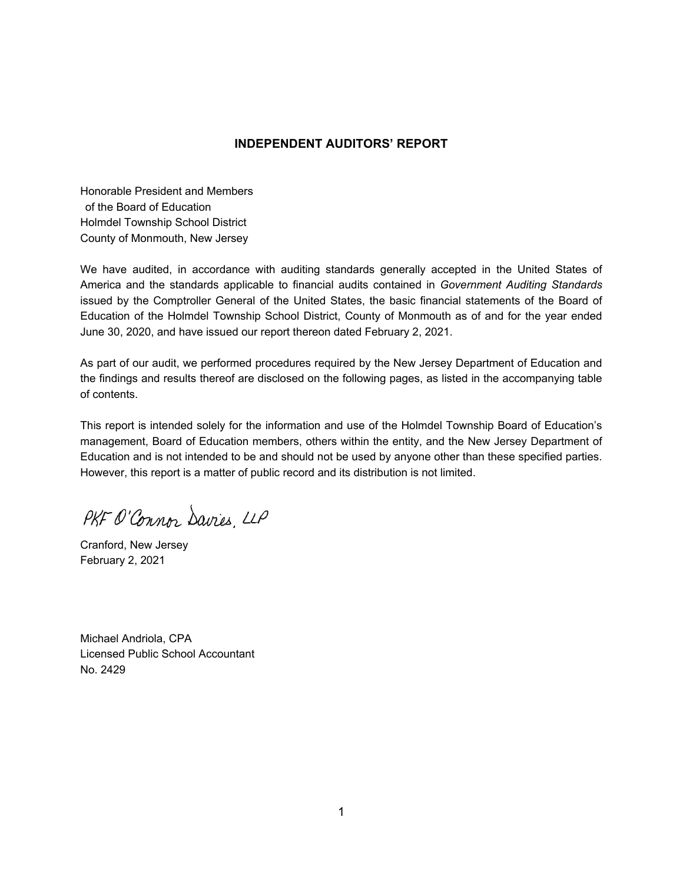## INDEPENDENT AUDITORS' REPORT

Honorable President and Members
of the Board of Education
Holmdel Township School District
County of Monmouth, New Jersey

We have audited, in accordance with auditing standards generally accepted in the United States of America and the standards applicable to financial audits contained in *Government Auditing Standards* issued by the Comptroller General of the United States, the basic financial statements of the Board of Education of the Holmdel Township School District, County of Monmouth as of and for the year ended June 30, 2020, and have issued our report thereon dated February 2, 2021.

As part of our audit, we performed procedures required by the New Jersey Department of Education and the findings and results thereof are disclosed on the following pages, as listed in the accompanying table of contents.

This report is intended solely for the information and use of the Holmdel Township Board of Education's management, Board of Education members, others within the entity, and the New Jersey Department of Education and is not intended to be and should not be used by anyone other than these specified parties. However, this report is a matter of public record and its distribution is not limited.

PKF O'Connor Davies, LLP

Cranford, New Jersey
February 2, 2021

Michael Andriola, CPA
Licensed Public School Accountant
No. 2429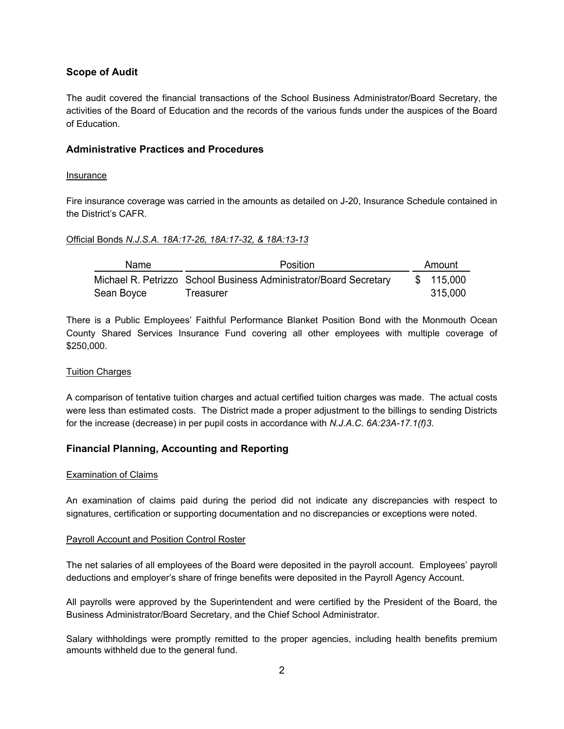## Scope of Audit

The audit covered the financial transactions of the School Business Administrator/Board Secretary, the activities of the Board of Education and the records of the various funds under the auspices of the Board of Education.

## Administrative Practices and Procedures

Insurance

Fire insurance coverage was carried in the amounts as detailed on J-20, Insurance Schedule contained in the District's CAFR.

Official Bonds *N.J.S.A. 18A:17-26, 18A:17-32, & 18A:13-13*

| Name | Position | Amount |
|---|---|---|
| Michael R. Petrizzo | School Business Administrator/Board Secretary | $ 115,000 |
| Sean Boyce | Treasurer | 315,000 |

There is a Public Employees' Faithful Performance Blanket Position Bond with the Monmouth Ocean County Shared Services Insurance Fund covering all other employees with multiple coverage of $250,000.

Tuition Charges

A comparison of tentative tuition charges and actual certified tuition charges was made. The actual costs were less than estimated costs. The District made a proper adjustment to the billings to sending Districts for the increase (decrease) in per pupil costs in accordance with *N.J.A.C. 6A:23A-17.1(f)3.*

## Financial Planning, Accounting and Reporting

Examination of Claims

An examination of claims paid during the period did not indicate any discrepancies with respect to signatures, certification or supporting documentation and no discrepancies or exceptions were noted.

Payroll Account and Position Control Roster

The net salaries of all employees of the Board were deposited in the payroll account. Employees' payroll deductions and employer's share of fringe benefits were deposited in the Payroll Agency Account.

All payrolls were approved by the Superintendent and were certified by the President of the Board, the Business Administrator/Board Secretary, and the Chief School Administrator.

Salary withholdings were promptly remitted to the proper agencies, including health benefits premium amounts withheld due to the general fund.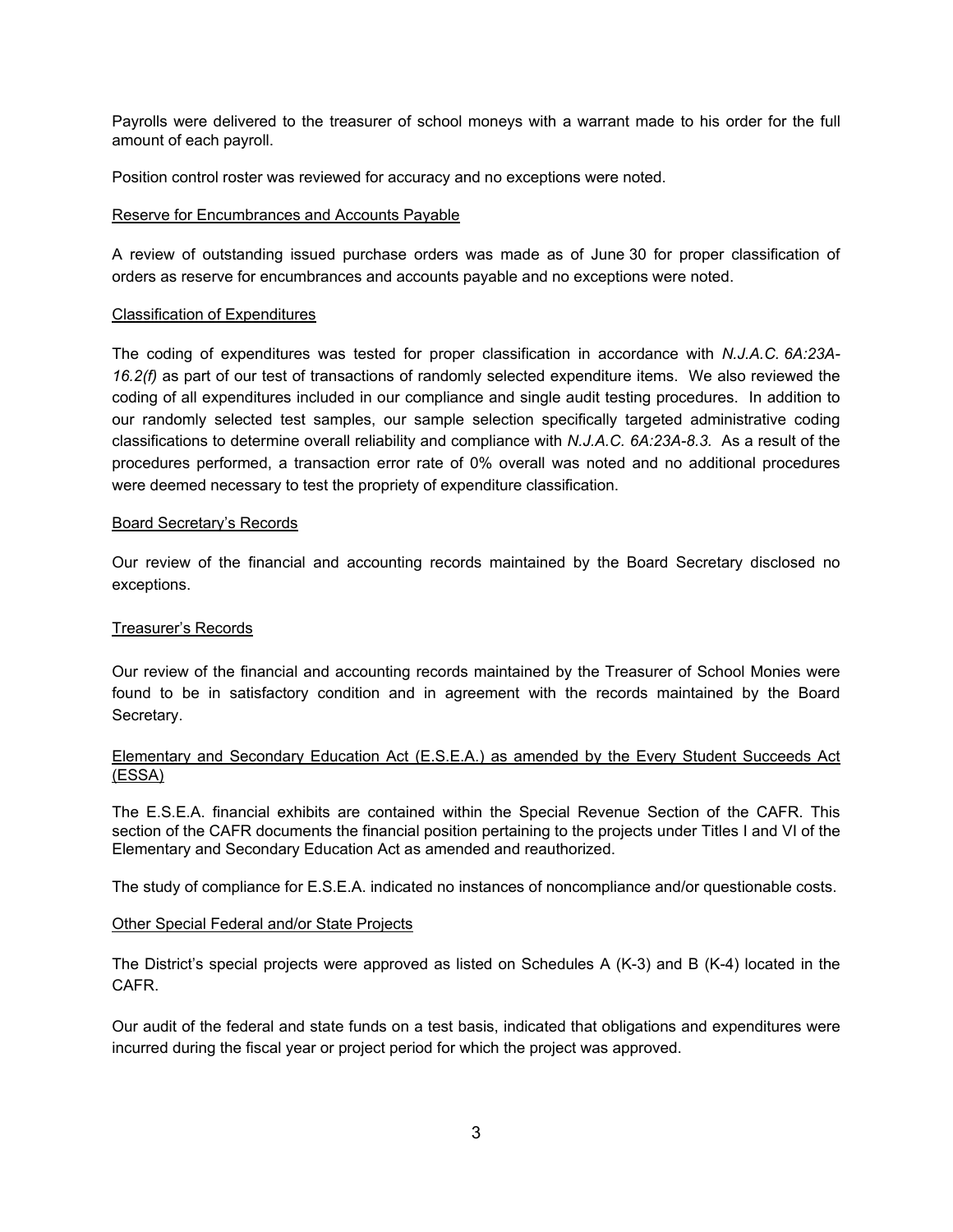Payrolls were delivered to the treasurer of school moneys with a warrant made to his order for the full amount of each payroll.

Position control roster was reviewed for accuracy and no exceptions were noted.

Reserve for Encumbrances and Accounts Payable

A review of outstanding issued purchase orders was made as of June 30 for proper classification of orders as reserve for encumbrances and accounts payable and no exceptions were noted.

Classification of Expenditures

The coding of expenditures was tested for proper classification in accordance with *N.J.A.C. 6A:23A-16.2(f)* as part of our test of transactions of randomly selected expenditure items. We also reviewed the coding of all expenditures included in our compliance and single audit testing procedures. In addition to our randomly selected test samples, our sample selection specifically targeted administrative coding classifications to determine overall reliability and compliance with *N.J.A.C. 6A:23A-8.3.* As a result of the procedures performed, a transaction error rate of 0% overall was noted and no additional procedures were deemed necessary to test the propriety of expenditure classification.

Board Secretary's Records

Our review of the financial and accounting records maintained by the Board Secretary disclosed no exceptions.

Treasurer's Records

Our review of the financial and accounting records maintained by the Treasurer of School Monies were found to be in satisfactory condition and in agreement with the records maintained by the Board Secretary.

Elementary and Secondary Education Act (E.S.E.A.) as amended by the Every Student Succeeds Act (ESSA)

The E.S.E.A. financial exhibits are contained within the Special Revenue Section of the CAFR. This section of the CAFR documents the financial position pertaining to the projects under Titles I and VI of the Elementary and Secondary Education Act as amended and reauthorized.

The study of compliance for E.S.E.A. indicated no instances of noncompliance and/or questionable costs.

Other Special Federal and/or State Projects

The District's special projects were approved as listed on Schedules A (K-3) and B (K-4) located in the CAFR.

Our audit of the federal and state funds on a test basis, indicated that obligations and expenditures were incurred during the fiscal year or project period for which the project was approved.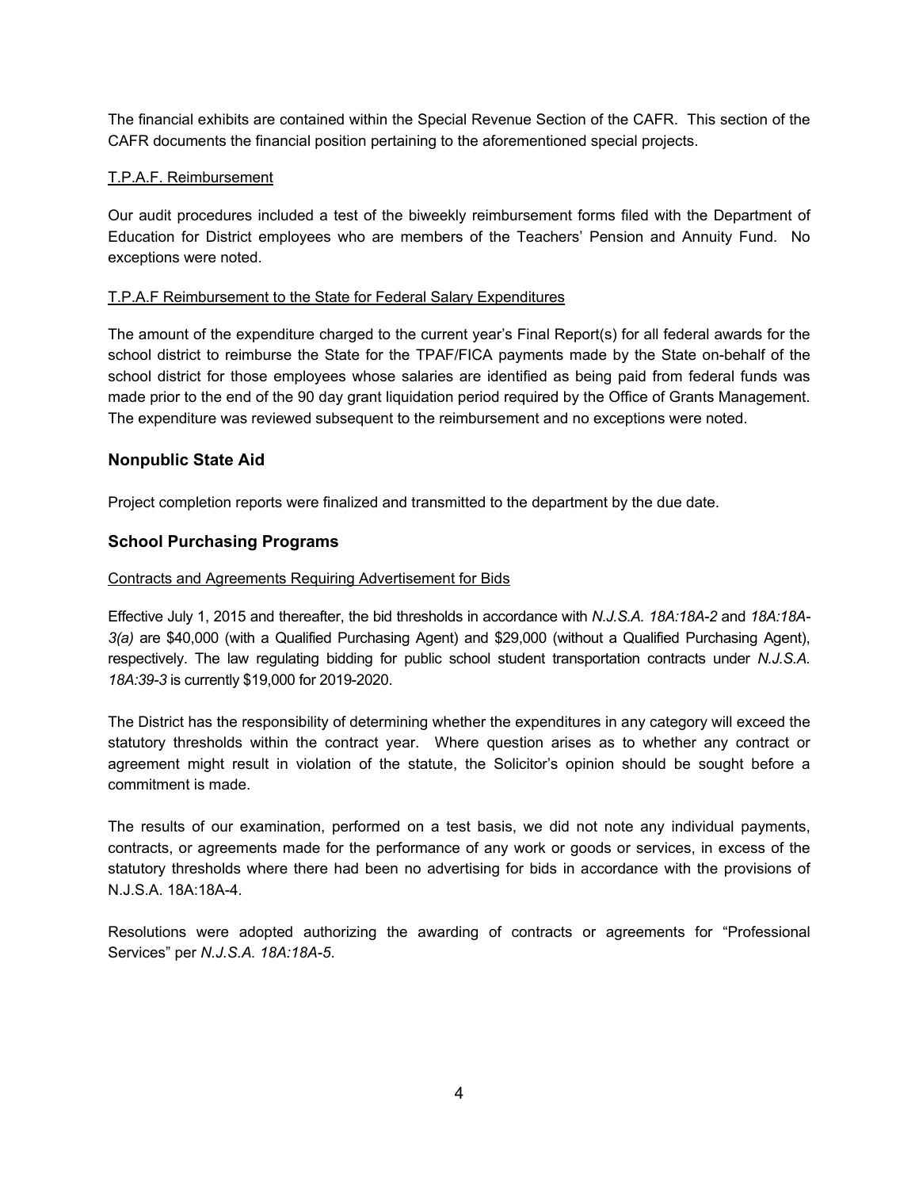The financial exhibits are contained within the Special Revenue Section of the CAFR. This section of the CAFR documents the financial position pertaining to the aforementioned special projects.

T.P.A.F. Reimbursement

Our audit procedures included a test of the biweekly reimbursement forms filed with the Department of Education for District employees who are members of the Teachers' Pension and Annuity Fund. No exceptions were noted.

T.P.A.F Reimbursement to the State for Federal Salary Expenditures

The amount of the expenditure charged to the current year's Final Report(s) for all federal awards for the school district to reimburse the State for the TPAF/FICA payments made by the State on-behalf of the school district for those employees whose salaries are identified as being paid from federal funds was made prior to the end of the 90 day grant liquidation period required by the Office of Grants Management. The expenditure was reviewed subsequent to the reimbursement and no exceptions were noted.

## Nonpublic State Aid

Project completion reports were finalized and transmitted to the department by the due date.

## School Purchasing Programs

Contracts and Agreements Requiring Advertisement for Bids

Effective July 1, 2015 and thereafter, the bid thresholds in accordance with *N.J.S.A. 18A:18A-2* and *18A:18A-3(a)* are $40,000 (with a Qualified Purchasing Agent) and $29,000 (without a Qualified Purchasing Agent), respectively. The law regulating bidding for public school student transportation contracts under *N.J.S.A. 18A:39-3* is currently $19,000 for 2019-2020.

The District has the responsibility of determining whether the expenditures in any category will exceed the statutory thresholds within the contract year. Where question arises as to whether any contract or agreement might result in violation of the statute, the Solicitor's opinion should be sought before a commitment is made.

The results of our examination, performed on a test basis, we did not note any individual payments, contracts, or agreements made for the performance of any work or goods or services, in excess of the statutory thresholds where there had been no advertising for bids in accordance with the provisions of N.J.S.A. 18A:18A-4.

Resolutions were adopted authorizing the awarding of contracts or agreements for "Professional Services" per *N.J.S.A. 18A:18A-5*.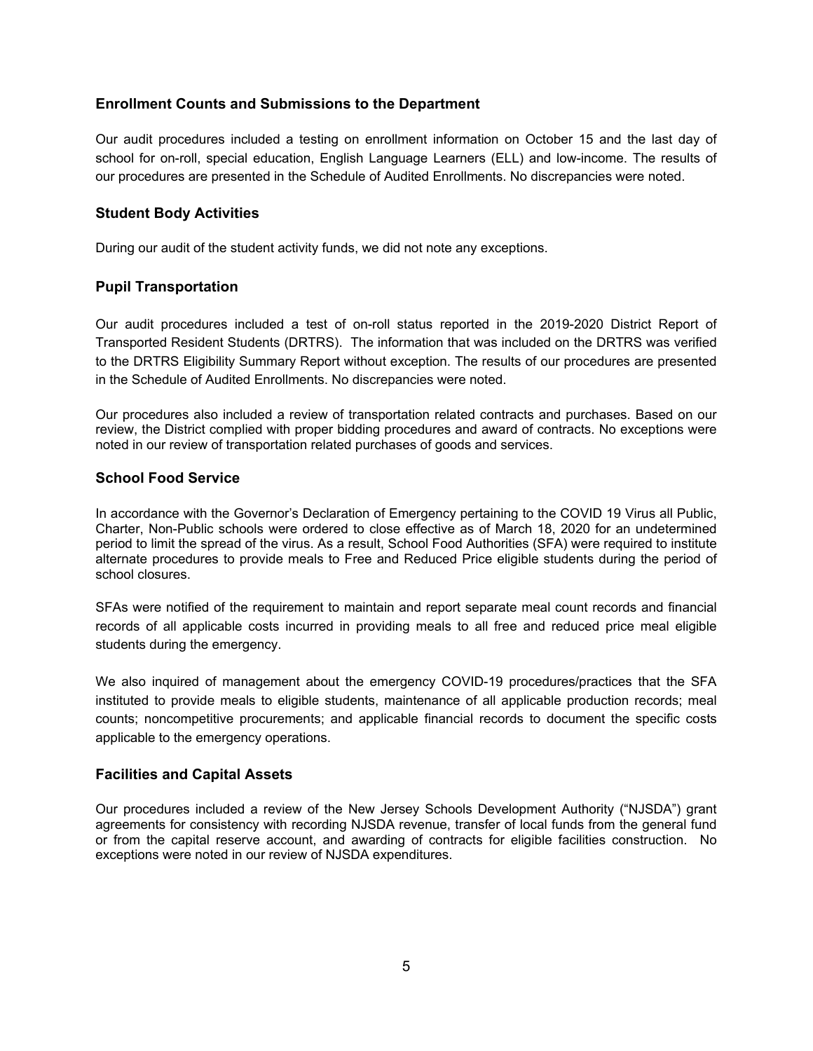### Enrollment Counts and Submissions to the Department

Our audit procedures included a testing on enrollment information on October 15 and the last day of school for on-roll, special education, English Language Learners (ELL) and low-income. The results of our procedures are presented in the Schedule of Audited Enrollments. No discrepancies were noted.

### Student Body Activities

During our audit of the student activity funds, we did not note any exceptions.

### Pupil Transportation

Our audit procedures included a test of on-roll status reported in the 2019-2020 District Report of Transported Resident Students (DRTRS). The information that was included on the DRTRS was verified to the DRTRS Eligibility Summary Report without exception. The results of our procedures are presented in the Schedule of Audited Enrollments. No discrepancies were noted.

Our procedures also included a review of transportation related contracts and purchases. Based on our review, the District complied with proper bidding procedures and award of contracts. No exceptions were noted in our review of transportation related purchases of goods and services.

### School Food Service

In accordance with the Governor's Declaration of Emergency pertaining to the COVID 19 Virus all Public, Charter, Non-Public schools were ordered to close effective as of March 18, 2020 for an undetermined period to limit the spread of the virus. As a result, School Food Authorities (SFA) were required to institute alternate procedures to provide meals to Free and Reduced Price eligible students during the period of school closures.

SFAs were notified of the requirement to maintain and report separate meal count records and financial records of all applicable costs incurred in providing meals to all free and reduced price meal eligible students during the emergency.

We also inquired of management about the emergency COVID-19 procedures/practices that the SFA instituted to provide meals to eligible students, maintenance of all applicable production records; meal counts; noncompetitive procurements; and applicable financial records to document the specific costs applicable to the emergency operations.

### Facilities and Capital Assets

Our procedures included a review of the New Jersey Schools Development Authority ("NJSDA") grant agreements for consistency with recording NJSDA revenue, transfer of local funds from the general fund or from the capital reserve account, and awarding of contracts for eligible facilities construction. No exceptions were noted in our review of NJSDA expenditures.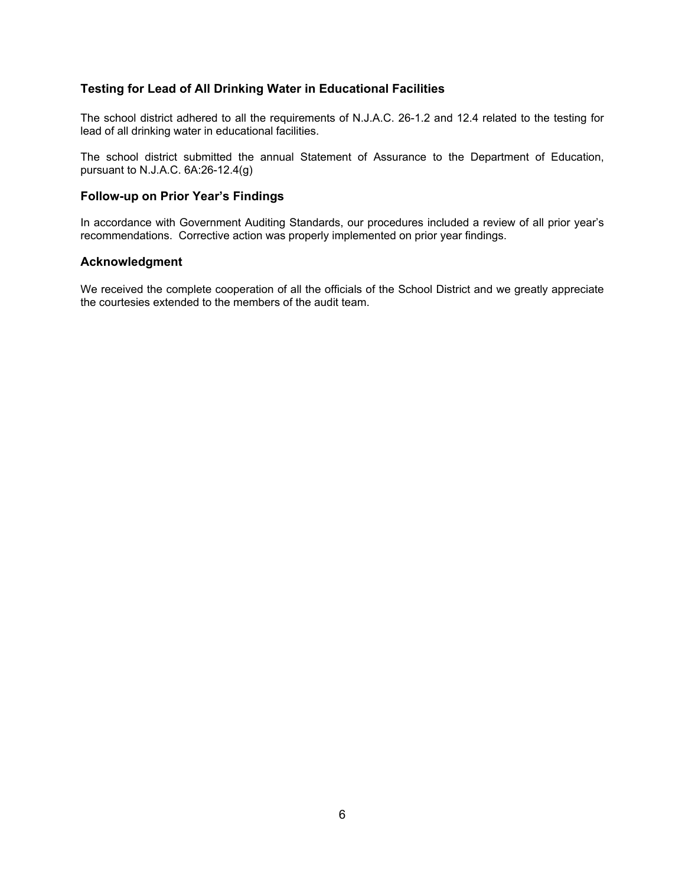### Testing for Lead of All Drinking Water in Educational Facilities

The school district adhered to all the requirements of N.J.A.C. 26-1.2 and 12.4 related to the testing for lead of all drinking water in educational facilities.

The school district submitted the annual Statement of Assurance to the Department of Education, pursuant to N.J.A.C. 6A:26-12.4(g)

### Follow-up on Prior Year's Findings

In accordance with Government Auditing Standards, our procedures included a review of all prior year's recommendations. Corrective action was properly implemented on prior year findings.

### Acknowledgment

We received the complete cooperation of all the officials of the School District and we greatly appreciate the courtesies extended to the members of the audit team.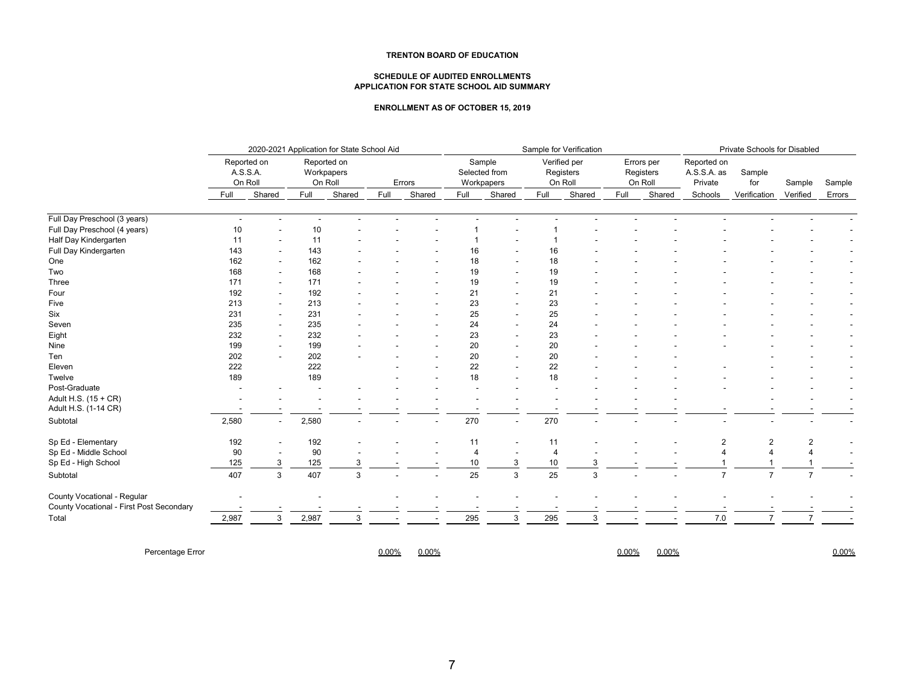**TRENTON BOARD OF EDUCATION**

**SCHEDULE OF AUDITED ENROLLMENTS**
**APPLICATION FOR STATE SCHOOL AID SUMMARY**

**ENROLLMENT AS OF OCTOBER 15, 2019**

| | 2020-2021 Application for State School Aid | | | | | | Sample for Verification | | | | | | Private Schools for Disabled | | | |
|---|---|---|---|---|---|---|---|---|---|---|---|---|---|---|---|---|
| | Reported on A.S.S.A. On Roll | | Reported on Workpapers On Roll | | Errors | | Sample Selected from Workpapers | | Verified per Registers On Roll | | Errors per Registers On Roll | | Reported on A.S.S.A. as Private | Sample for | Sample | Sample |
| | Full | Shared | Full | Shared | Full | Shared | Full | Shared | Full | Shared | Full | Shared | Schools | Verification | Verified | Errors |
| Full Day Preschool (3 years) | - | - | - | - | - | - | - | - | - | - | - | - | - | - | - | - |
| Full Day Preschool (4 years) | 10 | - | 10 | - | - | - | 1 | - | 1 | - | - | - | - | - | - | - |
| Half Day Kindergarten | 11 | - | 11 | - | - | - | 1 | - | 1 | - | - | - | - | - | - | - |
| Full Day Kindergarten | 143 | - | 143 | - | - | - | 16 | - | 16 | - | - | - | - | - | - | - |
| One | 162 | - | 162 | - | - | - | 18 | - | 18 | - | - | - | - | - | - | - |
| Two | 168 | - | 168 | - | - | - | 19 | - | 19 | - | - | - | - | - | - | - |
| Three | 171 | - | 171 | - | - | - | 19 | - | 19 | - | - | - | - | - | - | - |
| Four | 192 | - | 192 | - | - | - | 21 | - | 21 | - | - | - | - | - | - | - |
| Five | 213 | - | 213 | - | - | - | 23 | - | 23 | - | - | - | - | - | - | - |
| Six | 231 | - | 231 | - | - | - | 25 | - | 25 | - | - | - | - | - | - | - |
| Seven | 235 | - | 235 | - | - | - | 24 | - | 24 | - | - | - | - | - | - | - |
| Eight | 232 | - | 232 | - | - | - | 23 | - | 23 | - | - | - | - | - | - | - |
| Nine | 199 | - | 199 | - | - | - | 20 | - | 20 | - | - | - | - | - | - | - |
| Ten | 202 | - | 202 | - | - | - | 20 | - | 20 | - | - | - | | - | - | - |
| Eleven | 222 | | 222 | | - | - | 22 | - | 22 | - | - | - | - | - | - | - |
| Twelve | 189 | | 189 | | - | - | 18 | - | 18 | - | - | - | - | - | - | - |
| Post-Graduate | - | - | - | - | - | - | - | - | - | - | - | - | - | - | - | - |
| Adult H.S. (15 + CR) | - | - | - | - | - | - | - | - | - | - | - | - | | - | - | - |
| Adult H.S. (1-14 CR) | - | - | - | - | - | - | - | - | - | - | - | - | - | - | - | - |
| Subtotal | 2,580 | - | 2,580 | - | - | - | 270 | - | 270 | - | - | - | - | - | - | - |
| Sp Ed - Elementary | 192 | - | 192 | - | - | - | 11 | - | 11 | - | - | - | 2 | 2 | 2 | - |
| Sp Ed - Middle School | 90 | - | 90 | - | - | - | 4 | - | 4 | - | - | - | 4 | 4 | 4 | - |
| Sp Ed - High School | 125 | 3 | 125 | 3 | - | - | 10 | 3 | 10 | 3 | - | - | 1 | 1 | 1 | - |
| Subtotal | 407 | 3 | 407 | 3 | - | - | 25 | 3 | 25 | 3 | - | - | 7 | 7 | 7 | - |
| County Vocational - Regular | - | | - | | - | - | - | - | - | - | - | - | - | - | - | - |
| County Vocational - First Post Secondary | - | - | - | - | - | - | - | - | - | - | - | - | - | - | - | - |
| Total | 2,987 | 3 | 2,987 | 3 | - | - | 295 | 3 | 295 | 3 | - | - | 7.0 | 7 | 7 | - |
| Percentage Error | | | | | 0.00% | 0.00% | | | | | 0.00% | 0.00% | | | | 0.00% |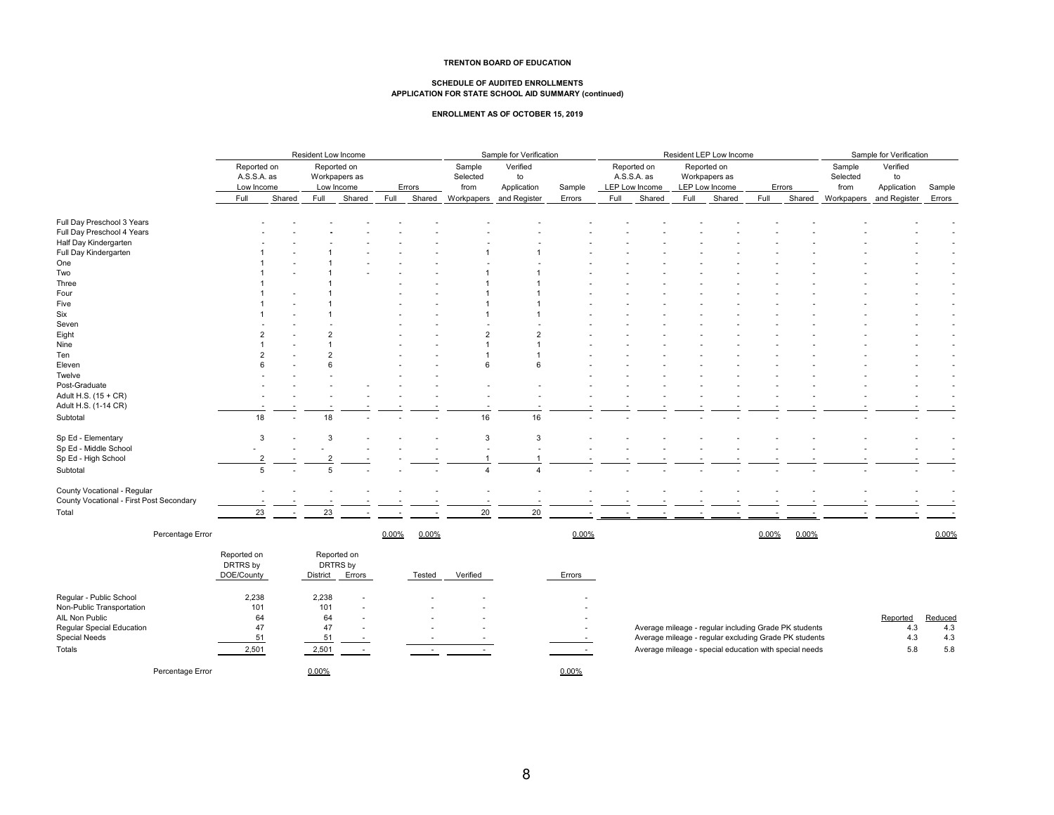**TRENTON BOARD OF EDUCATION**

**SCHEDULE OF AUDITED ENROLLMENTS**
**APPLICATION FOR STATE SCHOOL AID SUMMARY (continued)**

**ENROLLMENT AS OF OCTOBER 15, 2019**

| | Resident Low Income | | | | | | Sample for Verification | | | Resident LEP Low Income | | | | | | Sample for Verification | | |
|---|---|---|---|---|---|---|---|---|---|---|---|---|---|---|---|---|---|---|
| | Reported on A.S.S.A. as Low Income | | Reported on Workpapers as Low Income | | Errors | | Sample Selected from | Verified to Application | Sample | Reported on A.S.S.A. as LEP Low Income | | Reported on Workpapers as LEP Low Income | | Errors | | Sample Selected from | Verified to Application | Sample |
| | Full | Shared | Full | Shared | Full | Shared | Workpapers | and Register | Errors | Full | Shared | Full | Shared | Full | Shared | Workpapers | and Register | Errors |
| Full Day Preschool 3 Years | - | - | - | - | - | - | - | - | - | - | - | - | - | - | - | - | - | - |
| Full Day Preschool 4 Years | - | - | - | - | - | - | - | - | - | - | - | - | - | - | - | - | - | - |
| Half Day Kindergarten | - | - | - | - | - | - | - | - | - | - | - | - | - | - | - | - | - | - |
| Full Day Kindergarten | 1 | - | 1 | - | - | - | 1 | 1 | - | - | - | - | - | - | - | - | - | - |
| One | 1 | - | 1 | - | - | - | - | - | - | - | - | - | - | - | - | - | - | - |
| Two | 1 | - | 1 | - | - | - | 1 | 1 | - | - | - | - | - | - | - | - | - | - |
| Three | 1 | | 1 | | - | - | 1 | 1 | - | - | - | - | - | - | - | - | - | - |
| Four | 1 | - | 1 | | - | - | 1 | 1 | - | - | - | - | - | - | - | - | - | - |
| Five | 1 | - | 1 | | - | - | 1 | 1 | - | - | - | - | - | - | - | - | - | - |
| Six | 1 | - | 1 | | - | - | 1 | 1 | - | - | - | - | - | - | - | - | - | - |
| Seven | - | - | - | | - | - | - | - | - | - | - | - | - | - | - | - | - | - |
| Eight | 2 | - | 2 | | - | - | 2 | 2 | - | - | - | - | - | - | - | - | - | - |
| Nine | 1 | - | 1 | | - | - | 1 | 1 | - | - | - | - | - | - | - | - | - | - |
| Ten | 2 | - | 2 | | - | - | 1 | 1 | - | - | - | - | - | - | - | - | - | - |
| Eleven | 6 | - | 6 | | - | - | 6 | 6 | - | - | - | - | - | - | - | - | - | - |
| Twelve | - | - | - | | - | - | | | - | - | - | - | - | - | - | - | - | - |
| Post-Graduate | - | - | - | - | - | - | - | - | - | - | - | - | - | - | - | - | - | - |
| Adult H.S. (15 + CR) | - | - | - | - | - | - | - | - | - | - | - | - | - | - | - | - | - | - |
| Adult H.S. (1-14 CR) | - | - | - | - | - | - | - | - | - | - | - | - | - | - | - | - | - | - |
| Subtotal | 18 | - | 18 | - | - | - | 16 | 16 | - | - | - | - | - | - | - | - | - | - |
| Sp Ed - Elementary | 3 | - | 3 | - | - | - | 3 | 3 | - | - | - | - | - | - | - | - | - | - |
| Sp Ed - Middle School | - | - | - | - | - | - | - | - | - | - | - | - | - | - | - | - | - | - |
| Sp Ed - High School | 2 | - | 2 | - | - | - | 1 | 1 | - | - | - | - | - | - | - | - | - | - |
| Subtotal | 5 | - | 5 | - | - | - | 4 | 4 | - | - | - | - | - | - | - | - | - | - |
| County Vocational - Regular | - | - | - | - | - | - | - | - | - | - | - | - | - | - | - | - | - | - |
| County Vocational - First Post Secondary | - | - | - | - | - | - | - | - | - | - | - | - | - | - | - | - | - | - |
| Total | 23 | - | 23 | - | - | - | 20 | 20 | - | - | - | - | - | - | - | - | - | - |
| Percentage Error | | | | | 0.00% | 0.00% | | | 0.00% | | | | | 0.00% | 0.00% | | | 0.00% |

| | Reported on DRTRS by DOE/County | Reported on DRTRS by District | Errors | Tested | Verified | Errors |
|---|---|---|---|---|---|---|
| Regular - Public School | 2,238 | 2,238 | - | - | - | - |
| Non-Public Transportation | 101 | 101 | - | - | - | - |
| AIL Non Public | 64 | 64 | - | - | - | - |
| Regular Special Education | 47 | 47 | - | - | - | - |
| Special Needs | 51 | 51 | - | - | - | - |
| Totals | 2,501 | 2,501 | - | - | - | - |
| Percentage Error | | 0.00% | | | | 0.00% |

| | Reported | Reduced |
|---|---|---|
| Average mileage - regular including Grade PK students | 4.3 | 4.3 |
| Average mileage - regular excluding Grade PK students | 4.3 | 4.3 |
| Average mileage - special education with special needs | 5.8 | 5.8 |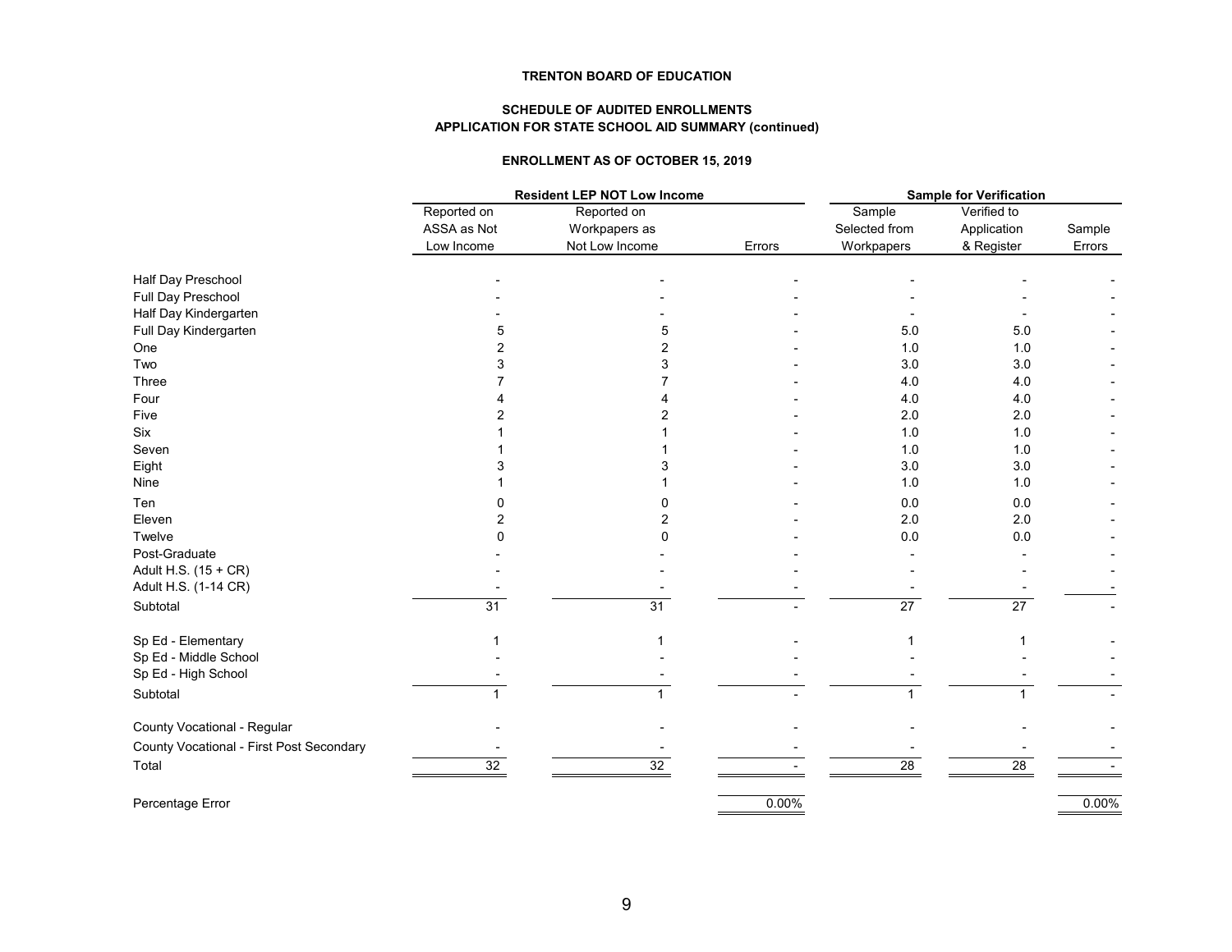**TRENTON BOARD OF EDUCATION**

**SCHEDULE OF AUDITED ENROLLMENTS**
**APPLICATION FOR STATE SCHOOL AID SUMMARY (continued)**

**ENROLLMENT AS OF OCTOBER 15, 2019**

| | Resident LEP NOT Low Income | | | Sample for Verification | | |
|---|---|---|---|---|---|---|
| | Reported on ASSA as Not Low Income | Reported on Workpapers as Not Low Income | Errors | Sample Selected from Workpapers | Verified to Application & Register | Sample Errors |
| Half Day Preschool | - | - | - | - | - | - |
| Full Day Preschool | - | - | - | - | - | - |
| Half Day Kindergarten | - | - | - | - | - | - |
| Full Day Kindergarten | 5 | 5 | - | 5.0 | 5.0 | - |
| One | 2 | 2 | - | 1.0 | 1.0 | - |
| Two | 3 | 3 | - | 3.0 | 3.0 | - |
| Three | 7 | 7 | - | 4.0 | 4.0 | - |
| Four | 4 | 4 | - | 4.0 | 4.0 | - |
| Five | 2 | 2 | - | 2.0 | 2.0 | - |
| Six | 1 | 1 | - | 1.0 | 1.0 | - |
| Seven | 1 | 1 | - | 1.0 | 1.0 | - |
| Eight | 3 | 3 | - | 3.0 | 3.0 | - |
| Nine | 1 | 1 | - | 1.0 | 1.0 | - |
| Ten | 0 | 0 | - | 0.0 | 0.0 | - |
| Eleven | 2 | 2 | - | 2.0 | 2.0 | - |
| Twelve | 0 | 0 | - | 0.0 | 0.0 | - |
| Post-Graduate | - | - | - | - | - | - |
| Adult H.S. (15 + CR) | - | - | - | - | - | - |
| Adult H.S. (1-14 CR) | - | - | - | - | - | - |
| Subtotal | 31 | 31 | - | 27 | 27 | - |
| Sp Ed - Elementary | 1 | 1 | - | 1 | 1 | - |
| Sp Ed - Middle School | - | - | - | - | - | - |
| Sp Ed - High School | - | - | - | - | - | - |
| Subtotal | 1 | 1 | - | 1 | 1 | - |
| County Vocational - Regular | - | - | - | - | - | - |
| County Vocational - First Post Secondary | - | - | - | - | - | - |
| Total | 32 | 32 | - | 28 | 28 | - |
| Percentage Error | | | 0.00% | | | 0.00% |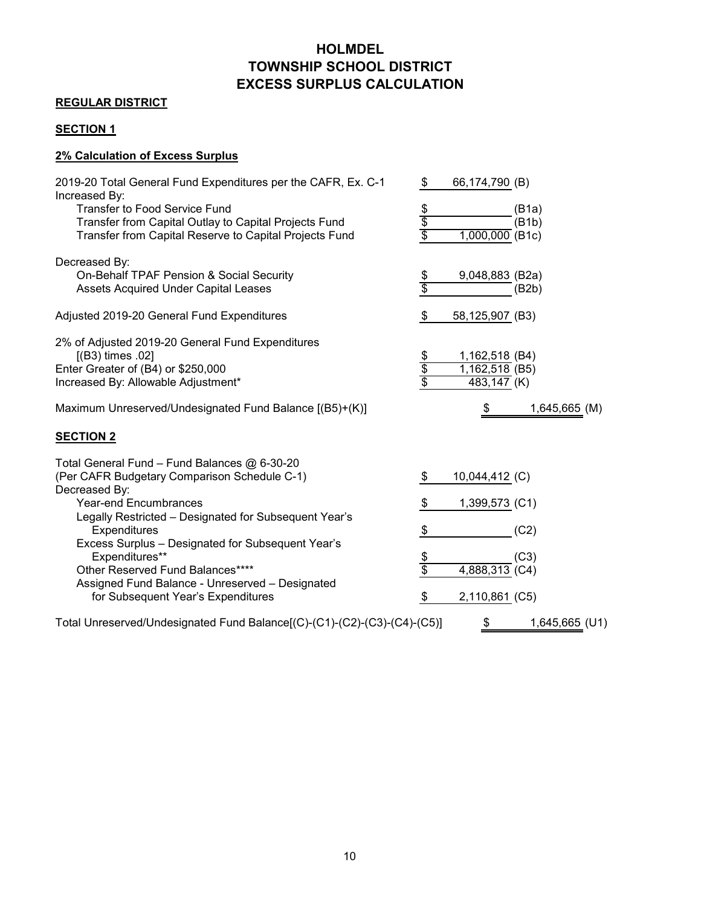# HOLMDEL
# TOWNSHIP SCHOOL DISTRICT
# EXCESS SURPLUS CALCULATION

**REGULAR DISTRICT**

**SECTION 1**

**2% Calculation of Excess Surplus**

| | | | |
|---|---|---|---|
| 2019-20 Total General Fund Expenditures per the CAFR, Ex. C-1 | $ | 66,174,790 | (B) |
| Increased By: | | | |
| Transfer to Food Service Fund | $ | | (B1a) |
| Transfer from Capital Outlay to Capital Projects Fund | $ | | (B1b) |
| Transfer from Capital Reserve to Capital Projects Fund | $ | 1,000,000 | (B1c) |
| Decreased By: | | | |
| On-Behalf TPAF Pension & Social Security | $ | 9,048,883 | (B2a) |
| Assets Acquired Under Capital Leases | $ | | (B2b) |
| Adjusted 2019-20 General Fund Expenditures | $ | 58,125,907 | (B3) |
| 2% of Adjusted 2019-20 General Fund Expenditures [(B3) times .02] | $ | 1,162,518 | (B4) |
| Enter Greater of (B4) or $250,000 | $ | 1,162,518 | (B5) |
| Increased By: Allowable Adjustment* | $ | 483,147 | (K) |
| Maximum Unreserved/Undesignated Fund Balance [(B5)+(K)] | $ | 1,645,665 | (M) |

**SECTION 2**

| | | | |
|---|---|---|---|
| Total General Fund – Fund Balances @ 6-30-20 (Per CAFR Budgetary Comparison Schedule C-1) | $ | 10,044,412 | (C) |
| Decreased By: | | | |
| Year-end Encumbrances | $ | 1,399,573 | (C1) |
| Legally Restricted – Designated for Subsequent Year's Expenditures | $ | | (C2) |
| Excess Surplus – Designated for Subsequent Year's Expenditures** | $ | | (C3) |
| Other Reserved Fund Balances**** | $ | 4,888,313 | (C4) |
| Assigned Fund Balance - Unreserved – Designated for Subsequent Year's Expenditures | $ | 2,110,861 | (C5) |
| Total Unreserved/Undesignated Fund Balance[(C)-(C1)-(C2)-(C3)-(C4)-(C5)] | $ | 1,645,665 | (U1) |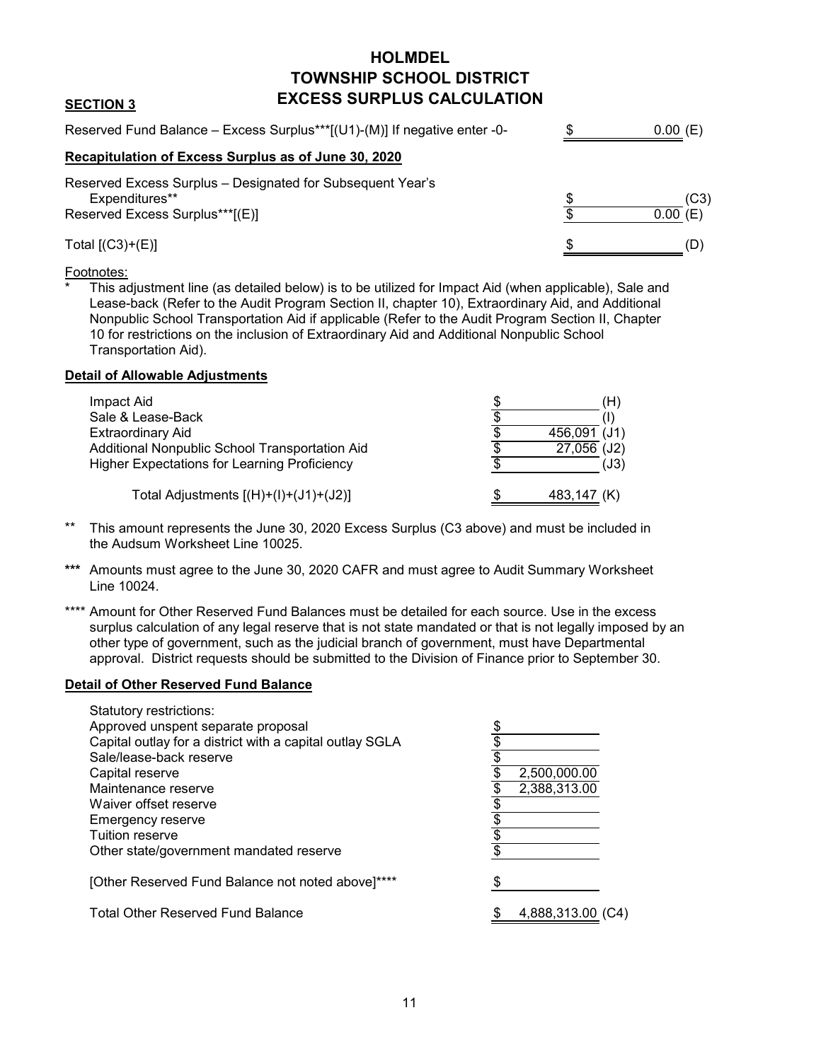# HOLMDEL
# TOWNSHIP SCHOOL DISTRICT
# EXCESS SURPLUS CALCULATION

**SECTION 3**

| | | |
|---|---|---|
| Reserved Fund Balance – Excess Surplus***[(U1)-(M)] If negative enter -0- | $ 0.00 | (E) |

**Recapitulation of Excess Surplus as of June 30, 2020**

| | | |
|---|---|---|
| Reserved Excess Surplus – Designated for Subsequent Year's Expenditures** | $ | (C3) |
| Reserved Excess Surplus***[(E)] | $ 0.00 | (E) |
| Total [(C3)+(E)] | $ | (D) |

Footnotes:

\* This adjustment line (as detailed below) is to be utilized for Impact Aid (when applicable), Sale and Lease-back (Refer to the Audit Program Section II, chapter 10), Extraordinary Aid, and Additional Nonpublic School Transportation Aid if applicable (Refer to the Audit Program Section II, Chapter 10 for restrictions on the inclusion of Extraordinary Aid and Additional Nonpublic School Transportation Aid).

**Detail of Allowable Adjustments**

| | | |
|---|---|---|
| Impact Aid | $ | (H) |
| Sale & Lease-Back | $ | (I) |
| Extraordinary Aid | $ 456,091 | (J1) |
| Additional Nonpublic School Transportation Aid | $ 27,056 | (J2) |
| Higher Expectations for Learning Proficiency | $ | (J3) |
| Total Adjustments [(H)+(I)+(J1)+(J2)] | $ 483,147 | (K) |

\*\* This amount represents the June 30, 2020 Excess Surplus (C3 above) and must be included in the Audsum Worksheet Line 10025.

\*\*\* Amounts must agree to the June 30, 2020 CAFR and must agree to Audit Summary Worksheet Line 10024.

\*\*\*\* Amount for Other Reserved Fund Balances must be detailed for each source. Use in the excess surplus calculation of any legal reserve that is not state mandated or that is not legally imposed by an other type of government, such as the judicial branch of government, must have Departmental approval. District requests should be submitted to the Division of Finance prior to September 30.

**Detail of Other Reserved Fund Balance**

| | |
|---|---|
| Statutory restrictions: | |
| Approved unspent separate proposal | $ |
| Capital outlay for a district with a capital outlay SGLA | $ |
| Sale/lease-back reserve | $ |
| Capital reserve | $ 2,500,000.00 |
| Maintenance reserve | $ 2,388,313.00 |
| Waiver offset reserve | $ |
| Emergency reserve | $ |
| Tuition reserve | $ |
| Other state/government mandated reserve | $ |
| [Other Reserved Fund Balance not noted above]**** | $ |
| Total Other Reserved Fund Balance | $ 4,888,313.00 (C4) |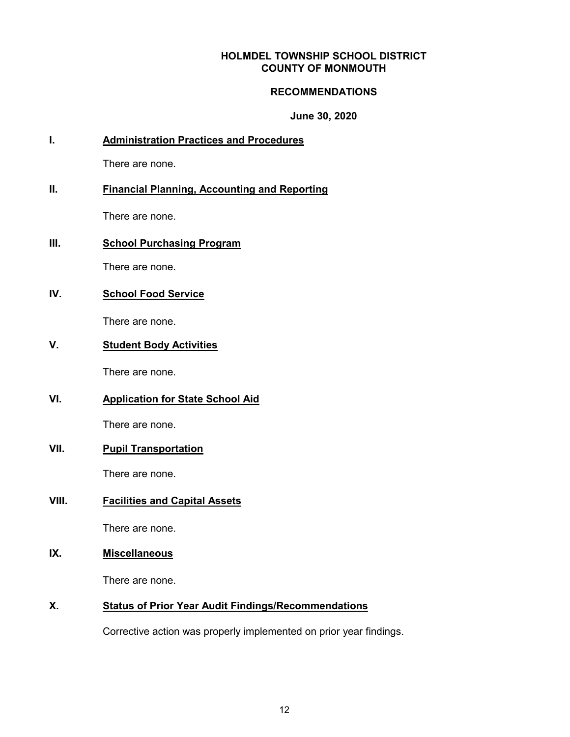**HOLMDEL TOWNSHIP SCHOOL DISTRICT**
**COUNTY OF MONMOUTH**

**RECOMMENDATIONS**

**June 30, 2020**

**I. Administration Practices and Procedures**

There are none.

**II. Financial Planning, Accounting and Reporting**

There are none.

**III. School Purchasing Program**

There are none.

**IV. School Food Service**

There are none.

**V. Student Body Activities**

There are none.

**VI. Application for State School Aid**

There are none.

**VII. Pupil Transportation**

There are none.

**VIII. Facilities and Capital Assets**

There are none.

**IX. Miscellaneous**

There are none.

**X. Status of Prior Year Audit Findings/Recommendations**

Corrective action was properly implemented on prior year findings.